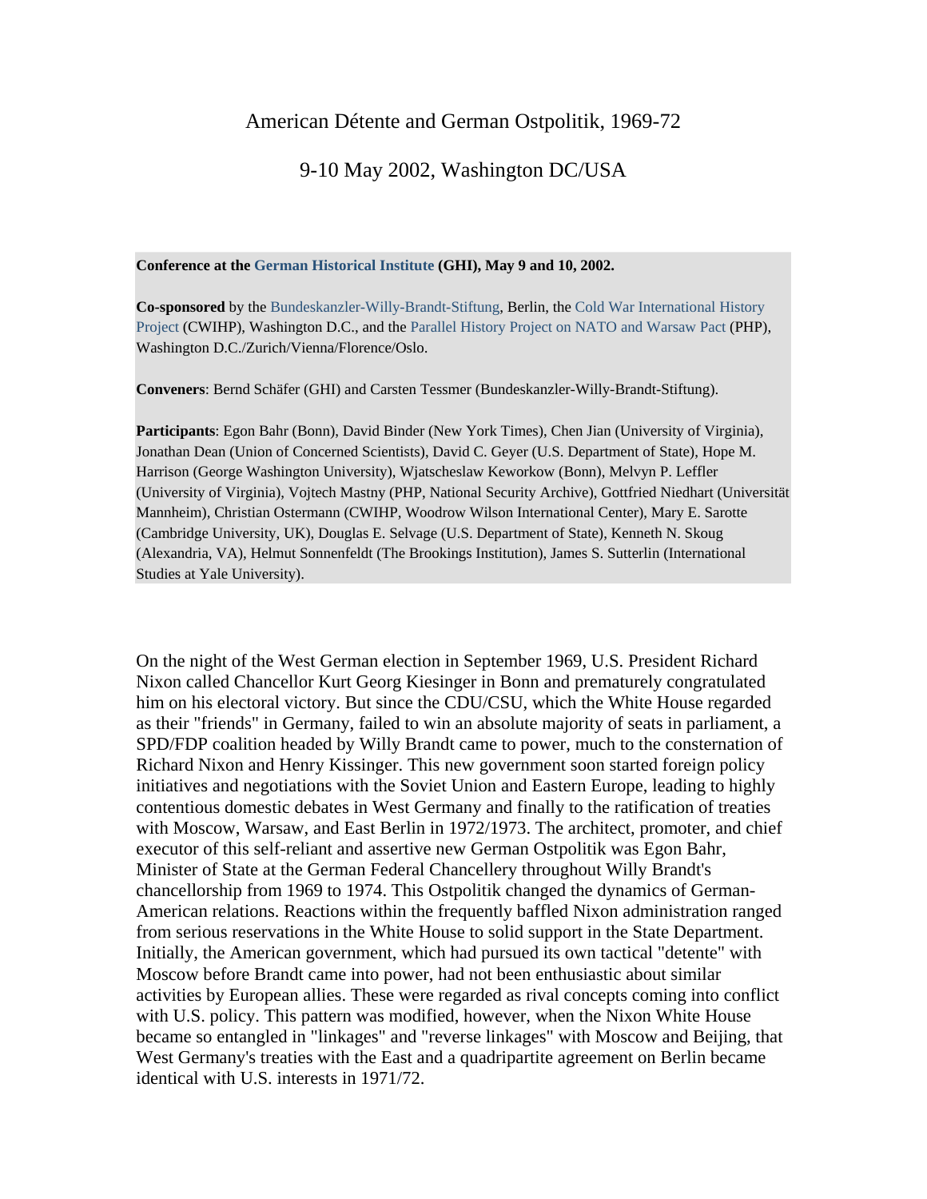# American Détente and German Ostpolitik, 1969-72

## 9-10 May 2002, Washington DC/USA

**Conference at the German Historical Institute (GHI), May 9 and 10, 2002.**

**Co-sponsored** by the Bundeskanzler-Willy-Brandt-Stiftung, Berlin, the Cold War International History Project (CWIHP), Washington D.C., and the Parallel History Project on NATO and Warsaw Pact (PHP), Washington D.C./Zurich/Vienna/Florence/Oslo.

**Conveners**: Bernd Schäfer (GHI) and Carsten Tessmer (Bundeskanzler-Willy-Brandt-Stiftung).

**Participants**: Egon Bahr (Bonn), David Binder (New York Times), Chen Jian (University of Virginia), Jonathan Dean (Union of Concerned Scientists), David C. Geyer (U.S. Department of State), Hope M. Harrison (George Washington University), Wjatscheslaw Keworkow (Bonn), Melvyn P. Leffler (University of Virginia), Vojtech Mastny (PHP, National Security Archive), Gottfried Niedhart (Universität Mannheim), Christian Ostermann (CWIHP, Woodrow Wilson International Center), Mary E. Sarotte (Cambridge University, UK), Douglas E. Selvage (U.S. Department of State), Kenneth N. Skoug (Alexandria, VA), Helmut Sonnenfeldt (The Brookings Institution), James S. Sutterlin (International Studies at Yale University).

On the night of the West German election in September 1969, U.S. President Richard Nixon called Chancellor Kurt Georg Kiesinger in Bonn and prematurely congratulated him on his electoral victory. But since the CDU/CSU, which the White House regarded as their "friends" in Germany, failed to win an absolute majority of seats in parliament, a SPD/FDP coalition headed by Willy Brandt came to power, much to the consternation of Richard Nixon and Henry Kissinger. This new government soon started foreign policy initiatives and negotiations with the Soviet Union and Eastern Europe, leading to highly contentious domestic debates in West Germany and finally to the ratification of treaties with Moscow, Warsaw, and East Berlin in 1972/1973. The architect, promoter, and chief executor of this self-reliant and assertive new German Ostpolitik was Egon Bahr, Minister of State at the German Federal Chancellery throughout Willy Brandt's chancellorship from 1969 to 1974. This Ostpolitik changed the dynamics of German-American relations. Reactions within the frequently baffled Nixon administration ranged from serious reservations in the White House to solid support in the State Department. Initially, the American government, which had pursued its own tactical "detente" with Moscow before Brandt came into power, had not been enthusiastic about similar activities by European allies. These were regarded as rival concepts coming into conflict with U.S. policy. This pattern was modified, however, when the Nixon White House became so entangled in "linkages" and "reverse linkages" with Moscow and Beijing, that West Germany's treaties with the East and a quadripartite agreement on Berlin became identical with U.S. interests in 1971/72.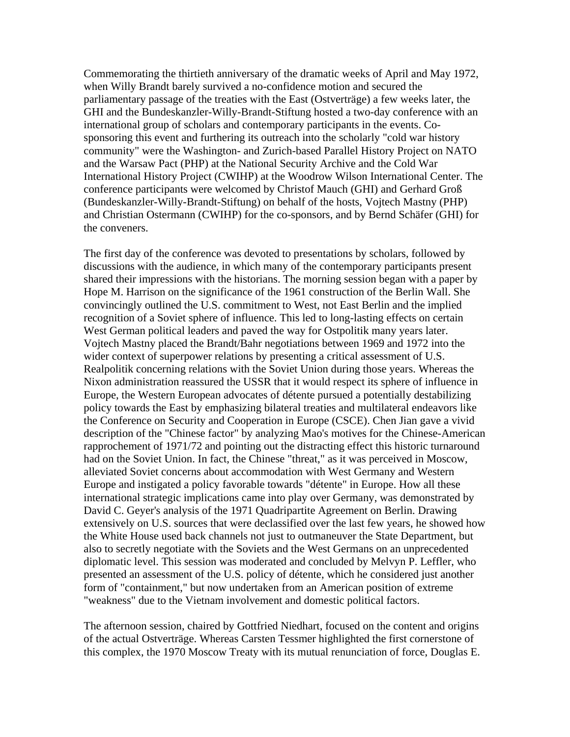Commemorating the thirtieth anniversary of the dramatic weeks of April and May 1972, when Willy Brandt barely survived a no-confidence motion and secured the parliamentary passage of the treaties with the East (Ostverträge) a few weeks later, the GHI and the Bundeskanzler-Willy-Brandt-Stiftung hosted a two-day conference with an international group of scholars and contemporary participants in the events. Co-sponsoring this event and furthering its outreach into the scholarly "cold war history community" were the Washington- and Zurich-based Parallel History Project on NATO and the Warsaw Pact (PHP) at the National Security Archive and the Cold War International History Project (CWIHP) at the Woodrow Wilson International Center. The conference participants were welcomed by Christof Mauch (GHI) and Gerhard Groß (Bundeskanzler-Willy-Brandt-Stiftung) on behalf of the hosts, Vojtech Mastny (PHP) and Christian Ostermann (CWIHP) for the co-sponsors, and by Bernd Schäfer (GHI) for the conveners.

The first day of the conference was devoted to presentations by scholars, followed by discussions with the audience, in which many of the contemporary participants present shared their impressions with the historians. The morning session began with a paper by Hope M. Harrison on the significance of the 1961 construction of the Berlin Wall. She convincingly outlined the U.S. commitment to West, not East Berlin and the implied recognition of a Soviet sphere of influence. This led to long-lasting effects on certain West German political leaders and paved the way for Ostpolitik many years later. Vojtech Mastny placed the Brandt/Bahr negotiations between 1969 and 1972 into the wider context of superpower relations by presenting a critical assessment of U.S. Realpolitik concerning relations with the Soviet Union during those years. Whereas the Nixon administration reassured the USSR that it would respect its sphere of influence in Europe, the Western European advocates of détente pursued a potentially destabilizing policy towards the East by emphasizing bilateral treaties and multilateral endeavors like the Conference on Security and Cooperation in Europe (CSCE). Chen Jian gave a vivid description of the "Chinese factor" by analyzing Mao's motives for the Chinese-American rapprochement of 1971/72 and pointing out the distracting effect this historic turnaround had on the Soviet Union. In fact, the Chinese "threat," as it was perceived in Moscow, alleviated Soviet concerns about accommodation with West Germany and Western Europe and instigated a policy favorable towards "détente" in Europe. How all these international strategic implications came into play over Germany, was demonstrated by David C. Geyer's analysis of the 1971 Quadripartite Agreement on Berlin. Drawing extensively on U.S. sources that were declassified over the last few years, he showed how the White House used back channels not just to outmaneuver the State Department, but also to secretly negotiate with the Soviets and the West Germans on an unprecedented diplomatic level. This session was moderated and concluded by Melvyn P. Leffler, who presented an assessment of the U.S. policy of détente, which he considered just another form of "containment," but now undertaken from an American position of extreme "weakness" due to the Vietnam involvement and domestic political factors.

The afternoon session, chaired by Gottfried Niedhart, focused on the content and origins of the actual Ostverträge. Whereas Carsten Tessmer highlighted the first cornerstone of this complex, the 1970 Moscow Treaty with its mutual renunciation of force, Douglas E.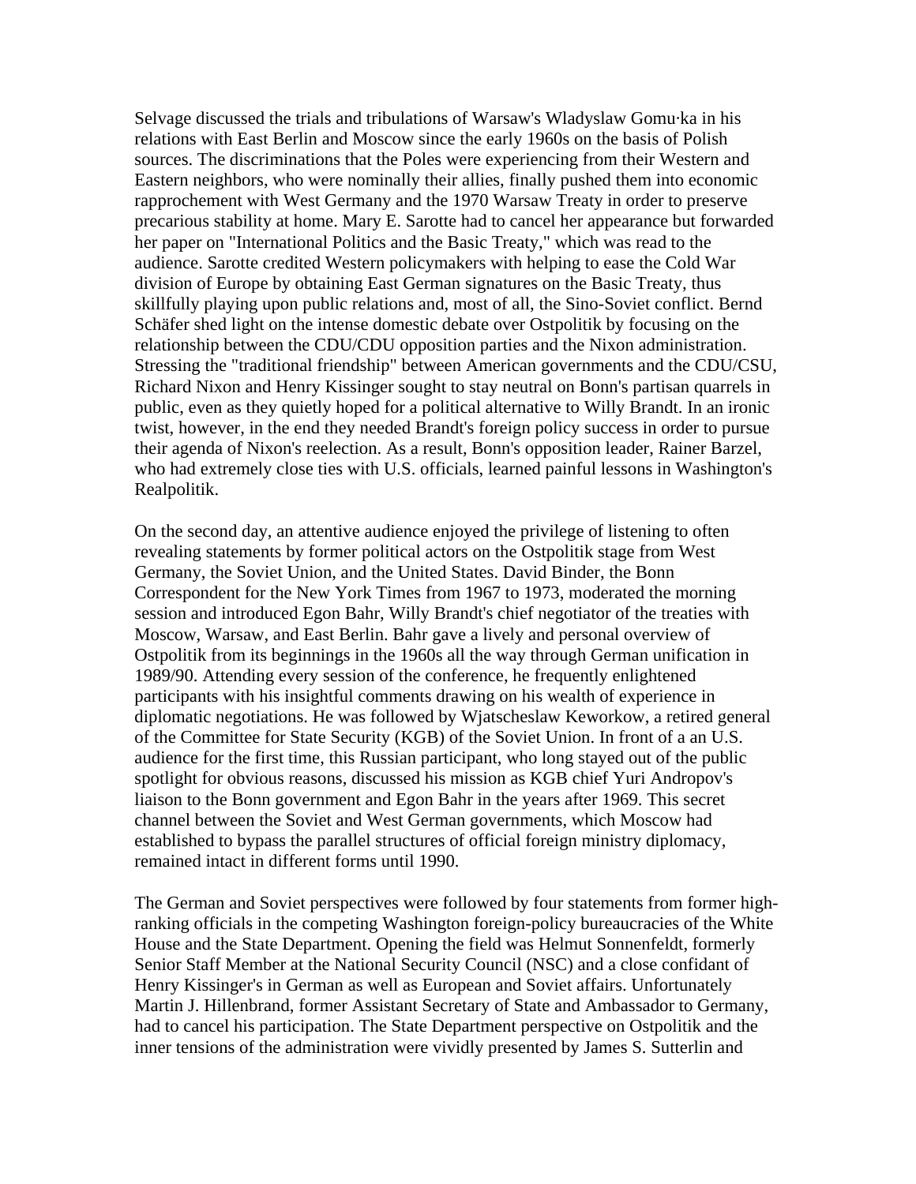Selvage discussed the trials and tribulations of Warsaw's Wladyslaw Gomu·ka in his relations with East Berlin and Moscow since the early 1960s on the basis of Polish sources. The discriminations that the Poles were experiencing from their Western and Eastern neighbors, who were nominally their allies, finally pushed them into economic rapprochement with West Germany and the 1970 Warsaw Treaty in order to preserve precarious stability at home. Mary E. Sarotte had to cancel her appearance but forwarded her paper on "International Politics and the Basic Treaty," which was read to the audience. Sarotte credited Western policymakers with helping to ease the Cold War division of Europe by obtaining East German signatures on the Basic Treaty, thus skillfully playing upon public relations and, most of all, the Sino-Soviet conflict. Bernd Schäfer shed light on the intense domestic debate over Ostpolitik by focusing on the relationship between the CDU/CDU opposition parties and the Nixon administration. Stressing the "traditional friendship" between American governments and the CDU/CSU, Richard Nixon and Henry Kissinger sought to stay neutral on Bonn's partisan quarrels in public, even as they quietly hoped for a political alternative to Willy Brandt. In an ironic twist, however, in the end they needed Brandt's foreign policy success in order to pursue their agenda of Nixon's reelection. As a result, Bonn's opposition leader, Rainer Barzel, who had extremely close ties with U.S. officials, learned painful lessons in Washington's Realpolitik.

On the second day, an attentive audience enjoyed the privilege of listening to often revealing statements by former political actors on the Ostpolitik stage from West Germany, the Soviet Union, and the United States. David Binder, the Bonn Correspondent for the New York Times from 1967 to 1973, moderated the morning session and introduced Egon Bahr, Willy Brandt's chief negotiator of the treaties with Moscow, Warsaw, and East Berlin. Bahr gave a lively and personal overview of Ostpolitik from its beginnings in the 1960s all the way through German unification in 1989/90. Attending every session of the conference, he frequently enlightened participants with his insightful comments drawing on his wealth of experience in diplomatic negotiations. He was followed by Wjatscheslaw Keworkow, a retired general of the Committee for State Security (KGB) of the Soviet Union. In front of a an U.S. audience for the first time, this Russian participant, who long stayed out of the public spotlight for obvious reasons, discussed his mission as KGB chief Yuri Andropov's liaison to the Bonn government and Egon Bahr in the years after 1969. This secret channel between the Soviet and West German governments, which Moscow had established to bypass the parallel structures of official foreign ministry diplomacy, remained intact in different forms until 1990.

The German and Soviet perspectives were followed by four statements from former high-ranking officials in the competing Washington foreign-policy bureaucracies of the White House and the State Department. Opening the field was Helmut Sonnenfeldt, formerly Senior Staff Member at the National Security Council (NSC) and a close confidant of Henry Kissinger's in German as well as European and Soviet affairs. Unfortunately Martin J. Hillenbrand, former Assistant Secretary of State and Ambassador to Germany, had to cancel his participation. The State Department perspective on Ostpolitik and the inner tensions of the administration were vividly presented by James S. Sutterlin and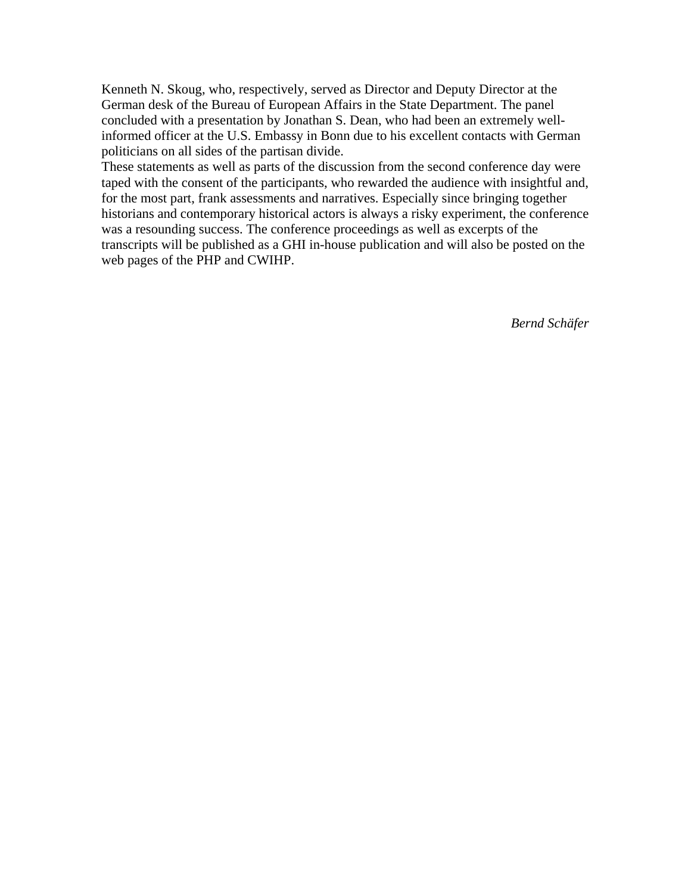Kenneth N. Skoug, who, respectively, served as Director and Deputy Director at the German desk of the Bureau of European Affairs in the State Department. The panel concluded with a presentation by Jonathan S. Dean, who had been an extremely well-informed officer at the U.S. Embassy in Bonn due to his excellent contacts with German politicians on all sides of the partisan divide.

These statements as well as parts of the discussion from the second conference day were taped with the consent of the participants, who rewarded the audience with insightful and, for the most part, frank assessments and narratives. Especially since bringing together historians and contemporary historical actors is always a risky experiment, the conference was a resounding success. The conference proceedings as well as excerpts of the transcripts will be published as a GHI in-house publication and will also be posted on the web pages of the PHP and CWIHP.

*Bernd Schäfer*